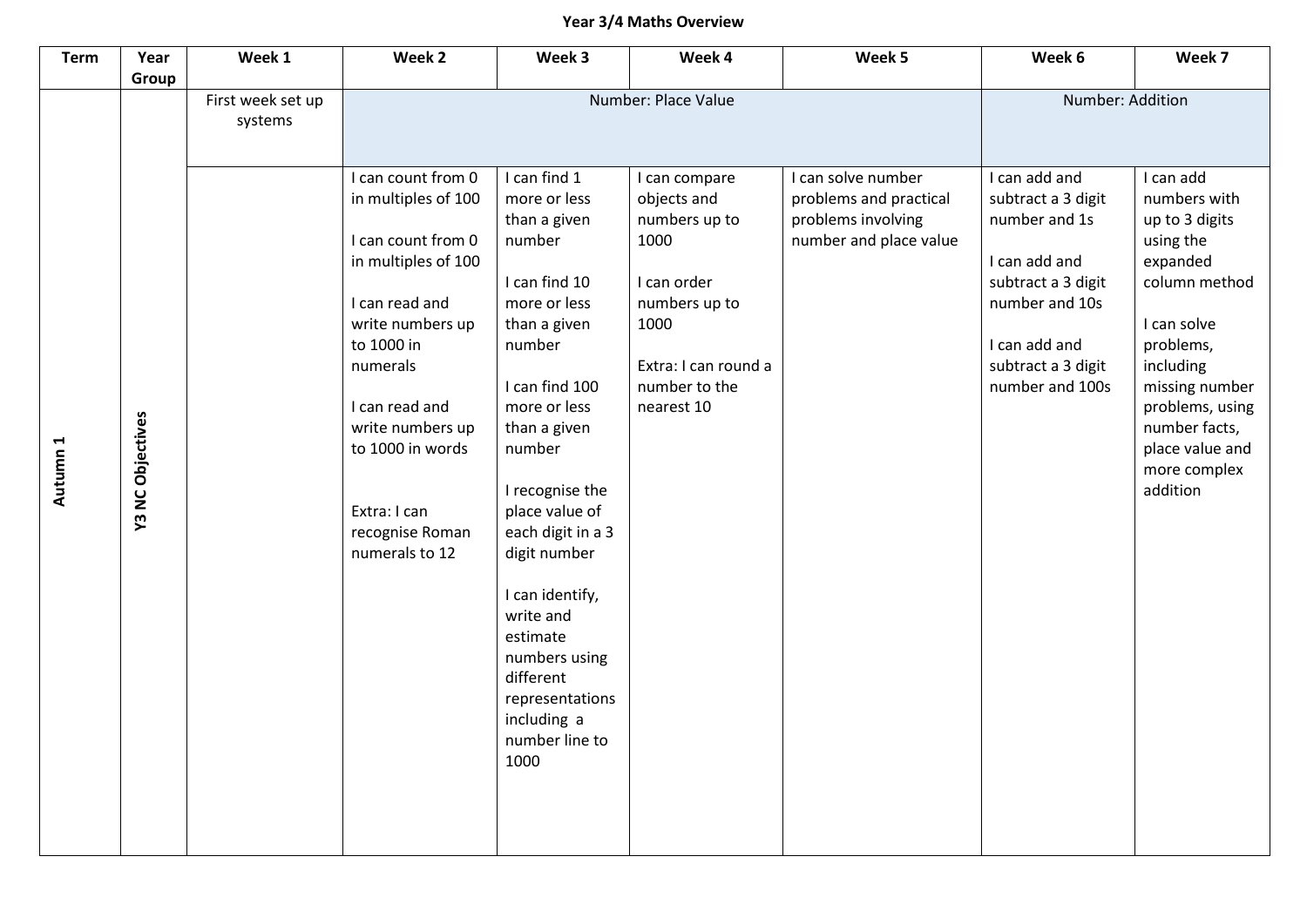# Year 3/4 Maths Overview

| Term | Year Group | Week 1 | Week 2 | Week 3 | Week 4 | Week 5 | Week 6 | Week 7 |
|---|---|---|---|---|---|---|---|---|
| Autumn 1 | Y3 NC Objectives | First week set up systems | Number: Place Value | | | | Number: Addition | |
| | | | I can count from 0 in multiples of 100<br><br>I can count from 0 in multiples of 100<br><br>I can read and write numbers up to 1000 in numerals<br><br>I can read and write numbers up to 1000 in words<br><br>Extra: I can recognise Roman numerals to 12 | I can find 1 more or less than a given number<br><br>I can find 10 more or less than a given number<br><br>I can find 100 more or less than a given number<br><br>I recognise the place value of each digit in a 3 digit number<br><br>I can identify, write and estimate numbers using different representations including a number line to 1000 | I can compare objects and numbers up to 1000<br><br>I can order numbers up to 1000<br><br>Extra: I can round a number to the nearest 10 | I can solve number problems and practical problems involving number and place value | I can add and subtract a 3 digit number and 1s<br><br>I can add and subtract a 3 digit number and 10s<br><br>I can add and subtract a 3 digit number and 100s | I can add numbers with up to 3 digits using the expanded column method<br><br>I can solve problems, including missing number problems, using number facts, place value and more complex addition |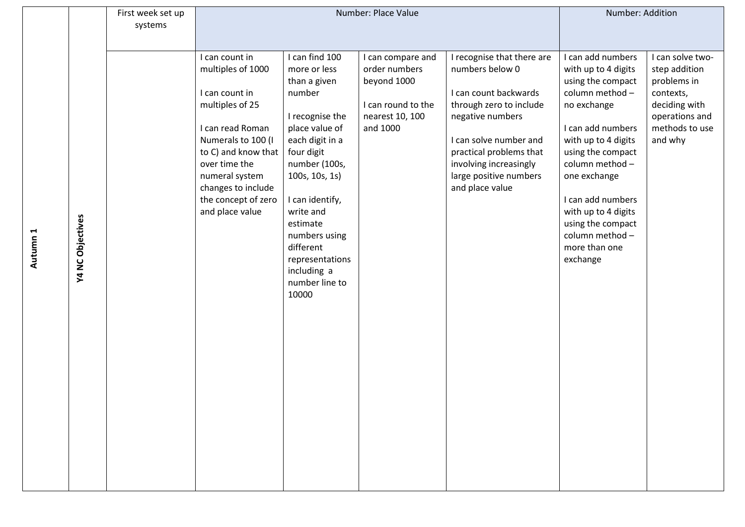| Autumn 1 | Y4 NC Objectives | First week set up systems | Number: Place Value | | | | Number: Addition | |
|---|---|---|---|---|---|---|---|---|
| | | | I can count in multiples of 1000<br><br>I can count in multiples of 25<br><br>I can read Roman Numerals to 100 (I to C) and know that over time the numeral system changes to include the concept of zero and place value | I can find 100 more or less than a given number<br><br>I recognise the place value of each digit in a four digit number (100s, 100s, 10s, 1s)<br><br>I can identify, write and estimate numbers using different representations including a number line to 10000 | I can compare and order numbers beyond 1000<br><br>I can round to the nearest 10, 100 and 1000 | I recognise that there are numbers below 0<br><br>I can count backwards through zero to include negative numbers<br><br>I can solve number and practical problems that involving increasingly large positive numbers and place value | I can add numbers with up to 4 digits using the compact column method – no exchange<br><br>I can add numbers with up to 4 digits using the compact column method – one exchange<br><br>I can add numbers with up to 4 digits using the compact column method – more than one exchange | I can solve two-step addition problems in contexts, deciding with operations and methods to use and why |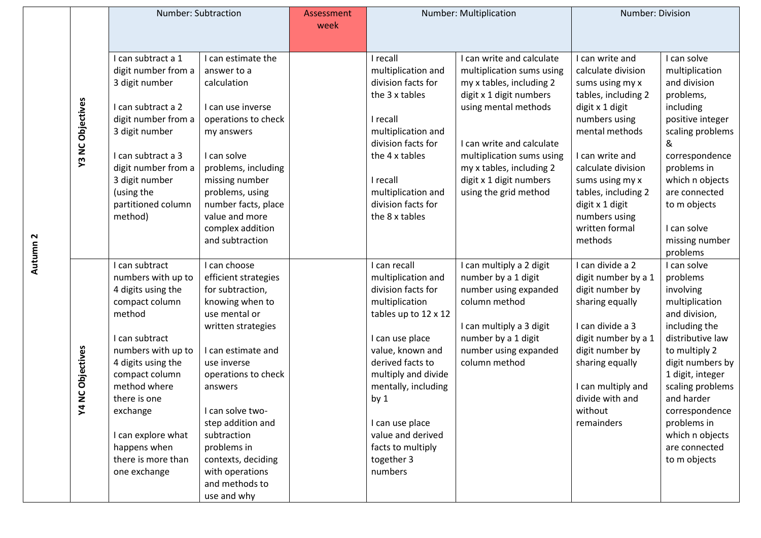| Autumn 2 | | Number: Subtraction | | Assessment week | Number: Multiplication | | Number: Division | |
|---|---|---|---|---|---|---|---|---|
| | Y3 NC Objectives | I can subtract a 1 digit number from a 3 digit number<br><br>I can subtract a 2 digit number from a 3 digit number<br><br>I can subtract a 3 digit number from a 3 digit number (using the partitioned column method) | I can estimate the answer to a calculation<br><br>I can use inverse operations to check my answers<br><br>I can solve problems, including missing number problems, using number facts, place value and more complex addition and subtraction | | I recall multiplication and division facts for the 3 x tables<br><br>I recall multiplication and division facts for the 4 x tables<br><br>I recall multiplication and division facts for the 8 x tables | I can write and calculate multiplication sums using my x tables, including 2 digit x 1 digit numbers using mental methods<br><br>I can write and calculate multiplication sums using my x tables, including 2 digit x 1 digit numbers using the grid method | I can write and calculate division sums using my x tables, including 2 digit x 1 digit numbers using mental methods<br><br>I can write and calculate division sums using my x tables, including 2 digit x 1 digit numbers using written formal methods | I can solve multiplication and division problems, including positive integer scaling problems & correspondence problems in which n objects are connected to m objects<br><br>I can solve missing number problems |
| | Y4 NC Objectives | I can subtract numbers with up to 4 digits using the compact column method<br><br>I can subtract numbers with up to 4 digits using the compact column method where there is one exchange<br><br>I can explore what happens when there is more than one exchange | I can choose efficient strategies for subtraction, knowing when to use mental or written strategies<br><br>I can estimate and use inverse operations to check answers<br><br>I can solve two-step addition and subtraction problems in contexts, deciding with operations and methods to use and why | | I can recall multiplication and division facts for multiplication tables up to 12 x 12<br><br>I can use place value, known and derived facts to multiply and divide mentally, including by 1<br><br>I can use place value and derived facts to multiply together 3 numbers | I can multiply a 2 digit number by a 1 digit number using expanded column method<br><br>I can multiply a 3 digit number by a 1 digit number using expanded column method | I can divide a 2 digit number by a 1 digit number by sharing equally<br><br>I can divide a 3 digit number by a 1 digit number by sharing equally<br><br>I can multiply and divide with and without remainders | I can solve problems involving multiplication and division, including the distributive law to multiply 2 digit numbers by 1 digit, integer scaling problems and harder correspondence problems in which n objects are connected to m objects |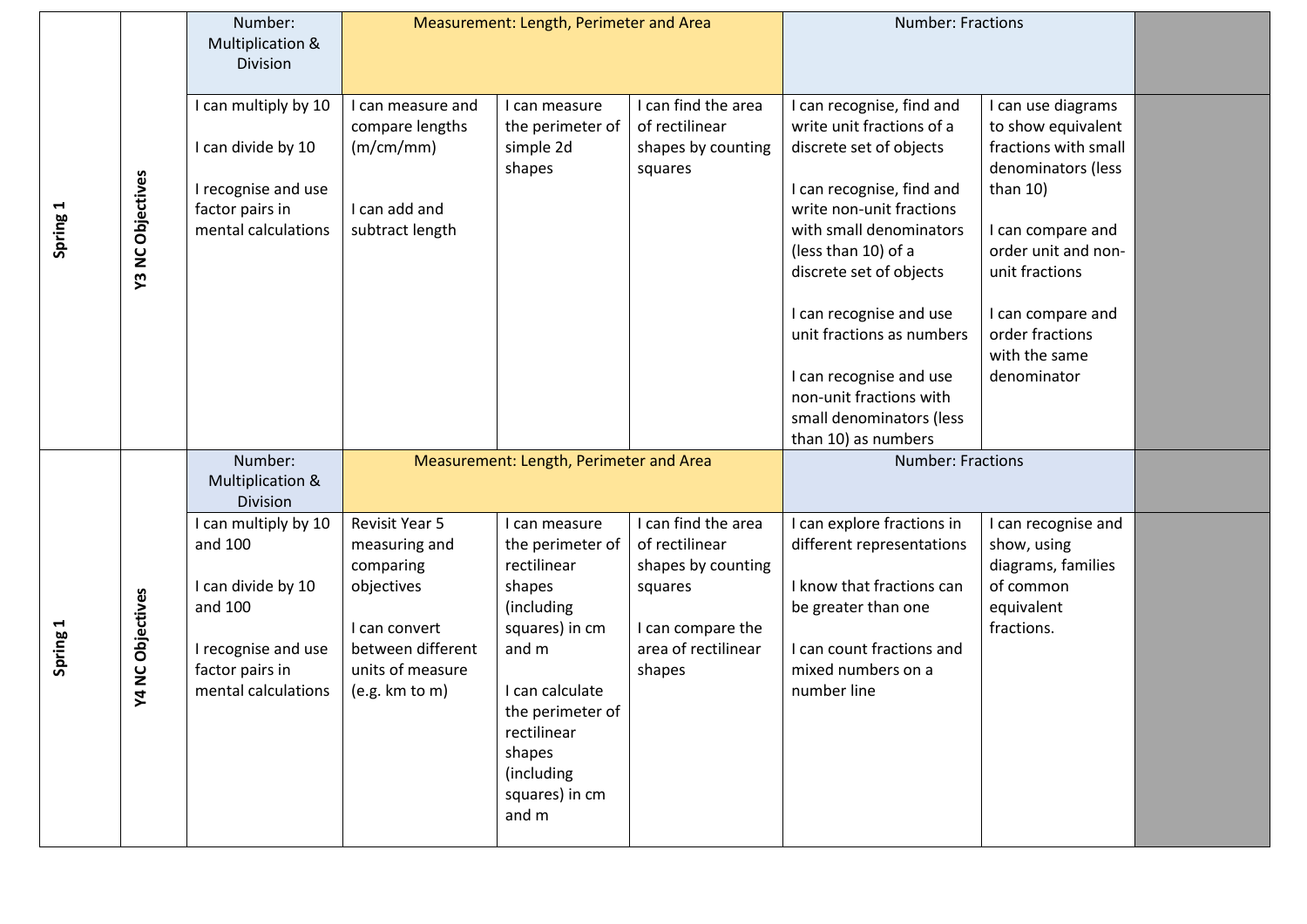| Spring 1 | Y3 NC Objectives | Number: Multiplication & Division | Measurement: Length, Perimeter and Area | | | Number: Fractions | | |
|---|---|---|---|---|---|---|---|---|
| | | I can multiply by 10<br><br>I can divide by 10<br><br>I recognise and use factor pairs in mental calculations | I can measure and compare lengths (m/cm/mm)<br><br>I can add and subtract length | I can measure the perimeter of simple 2d shapes | I can find the area of rectilinear shapes by counting squares | I can recognise, find and write unit fractions of a discrete set of objects<br><br>I can recognise, find and write non-unit fractions with small denominators (less than 10) of a discrete set of objects<br><br>I can recognise and use unit fractions as numbers<br><br>I can recognise and use non-unit fractions with small denominators (less than 10) as numbers | I can use diagrams to show equivalent fractions with small denominators (less than 10)<br><br>I can compare and order unit and non-unit fractions<br><br>I can compare and order fractions with the same denominator | |
| Spring 1 | Y4 NC Objectives | Number: Multiplication & Division | Measurement: Length, Perimeter and Area | | | Number: Fractions | | |
| | | I can multiply by 10 and 100<br><br>I can divide by 10 and 100<br><br>I recognise and use factor pairs in mental calculations | Revisit Year 5 measuring and comparing objectives<br><br>I can convert between different units of measure (e.g. km to m) | I can measure the perimeter of rectilinear shapes (including squares) in cm and m<br><br>I can calculate the perimeter of rectilinear shapes (including squares) in cm and m | I can find the area of rectilinear shapes by counting squares<br><br>I can compare the area of rectilinear shapes | I can explore fractions in different representations<br><br>I know that fractions can be greater than one<br><br>I can count fractions and mixed numbers on a number line | I can recognise and show, using diagrams, families of common equivalent fractions. | |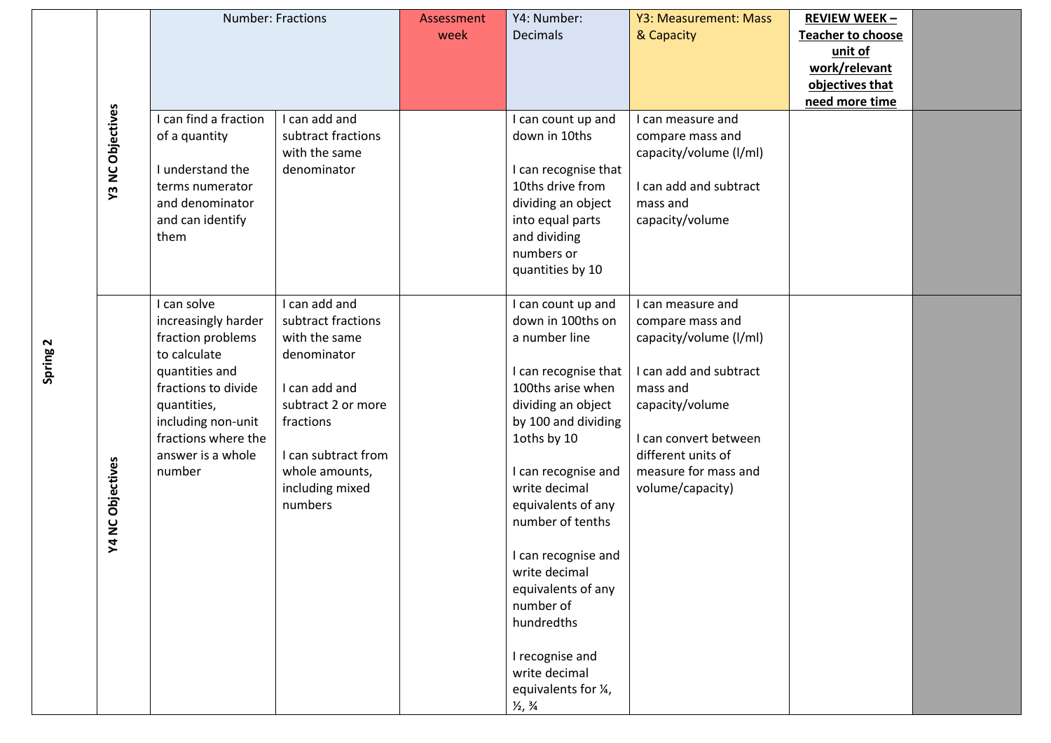| Spring 2 | | Number: Fractions | | Assessment week | Y4: Number: Decimals | Y3: Measurement: Mass & Capacity | **REVIEW WEEK – Teacher to choose unit of work/relevant objectives that need more time** | |
|---|---|---|---|---|---|---|---|---|
| | **Y3 NC Objectives** | I can find a fraction of a quantity<br><br>I understand the terms numerator and denominator and can identify them | I can add and subtract fractions with the same denominator | | I can count up and down in 10ths<br><br>I can recognise that 10ths drive from dividing an object into equal parts and dividing numbers or quantities by 10 | I can measure and compare mass and capacity/volume (l/ml)<br><br>I can add and subtract mass and capacity/volume | | |
| | **Y4 NC Objectives** | I can solve increasingly harder fraction problems to calculate quantities and fractions to divide quantities, including non-unit fractions where the answer is a whole number | I can add and subtract fractions with the same denominator<br><br>I can add and subtract 2 or more fractions<br><br>I can subtract from whole amounts, including mixed numbers | | I can count up and down in 100ths on a number line<br><br>I can recognise that 100ths arise when dividing an object by 100 and dividing 1oths by 10<br><br>I can recognise and write decimal equivalents of any number of tenths<br><br>I can recognise and write decimal equivalents of any number of hundredths<br><br>I recognise and write decimal equivalents for ¼, ½, ¾ | I can measure and compare mass and capacity/volume (l/ml)<br><br>I can add and subtract mass and capacity/volume<br><br>I can convert between different units of measure for mass and volume/capacity) | | |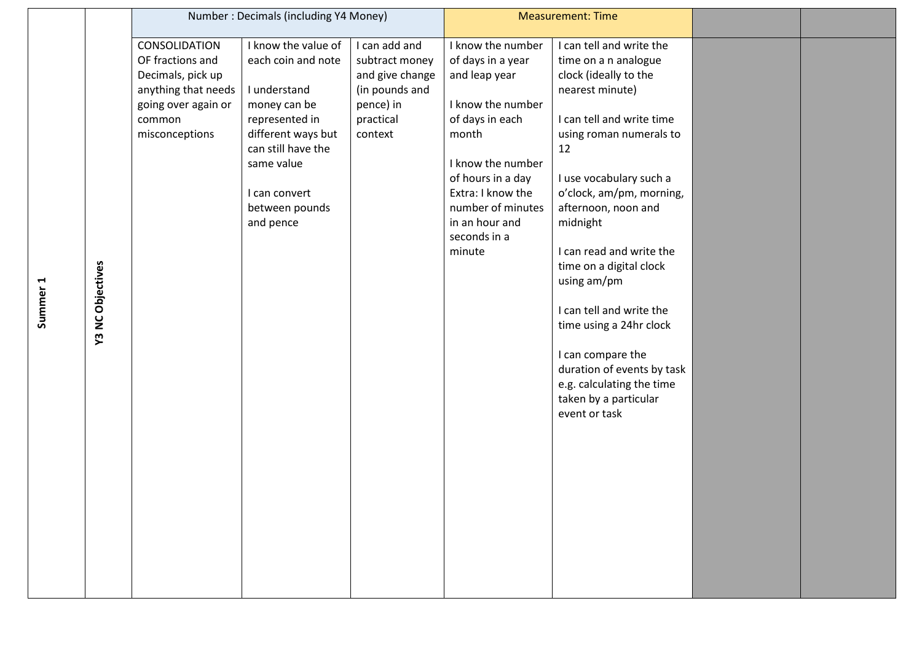| Summer 1 | Y3 NC Objectives | Number : Decimals (including Y4 Money) | | | Measurement: Time | | | |
|---|---|---|---|---|---|---|---|---|
| | | CONSOLIDATION OF fractions and Decimals, pick up anything that needs going over again or common misconceptions | I know the value of each coin and note<br><br>I understand money can be represented in different ways but can still have the same value<br><br>I can convert between pounds and pence | I can add and subtract money and give change (in pounds and pence) in practical context | I know the number of days in a year and leap year<br><br>I know the number of days in each month<br><br>I know the number of hours in a day<br>Extra: I know the number of minutes in an hour and seconds in a minute | I can tell and write the time on a n analogue clock (ideally to the nearest minute)<br><br>I can tell and write time using roman numerals to 12<br><br>I use vocabulary such a o'clock, am/pm, morning, afternoon, noon and midnight<br><br>I can read and write the time on a digital clock using am/pm<br><br>I can tell and write the time using a 24hr clock<br><br>I can compare the duration of events by task e.g. calculating the time taken by a particular event or task | | |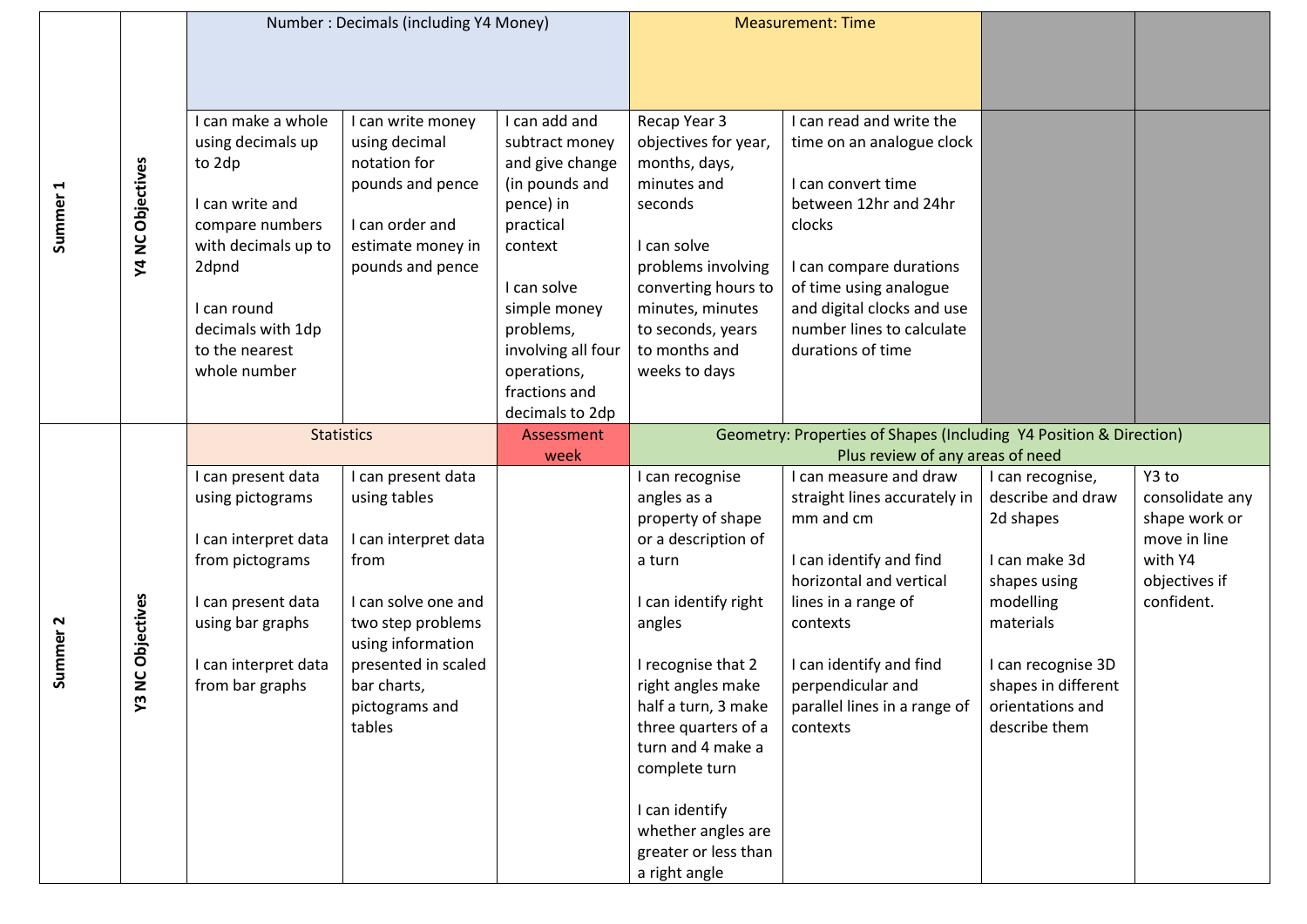| | | | | | | | | |
|---|---|---|---|---|---|---|---|---|
| **Summer 1** | **Y4 NC Objectives** | Number : Decimals (including Y4 Money) | | | Measurement: Time | | | |
| | | I can make a whole using decimals up to 2dp<br><br>I can write and compare numbers with decimals up to 2dpnd<br><br>I can round decimals with 1dp to the nearest whole number | I can write money using decimal notation for pounds and pence<br><br>I can order and estimate money in pounds and pence | I can add and subtract money and give change (in pounds and pence) in practical context<br><br>I can solve simple money problems, involving all four operations, fractions and decimals to 2dp | Recap Year 3 objectives for year, months, days, minutes and seconds<br><br>I can solve problems involving converting hours to minutes, minutes to seconds, years to months and weeks to days | I can read and write the time on an analogue clock<br><br>I can convert time between 12hr and 24hr clocks<br><br>I can compare durations of time using analogue and digital clocks and use number lines to calculate durations of time | | |
| **Summer 2** | **Y3 NC Objectives** | Statistics | | Assessment week | Geometry: Properties of Shapes (Including Y4 Position & Direction)<br>Plus review of any areas of need | | | |
| | | I can present data using pictograms<br><br>I can interpret data from pictograms<br><br>I can present data using bar graphs<br><br>I can interpret data from bar graphs | I can present data using tables<br><br>I can interpret data from<br><br>I can solve one and two step problems using information presented in scaled bar charts, pictograms and tables | | I can recognise angles as a property of shape or a description of a turn<br><br>I can identify right angles<br><br>I recognise that 2 right angles make half a turn, 3 make three quarters of a turn and 4 make a complete turn<br><br>I can identify whether angles are greater or less than a right angle | I can measure and draw straight lines accurately in mm and cm<br><br>I can identify and find horizontal and vertical lines in a range of contexts<br><br>I can identify and find perpendicular and parallel lines in a range of contexts | I can recognise, describe and draw 2d shapes<br><br>I can make 3d shapes using modelling materials<br><br>I can recognise 3D shapes in different orientations and describe them | Y3 to consolidate any shape work or move in line with Y4 objectives if confident. |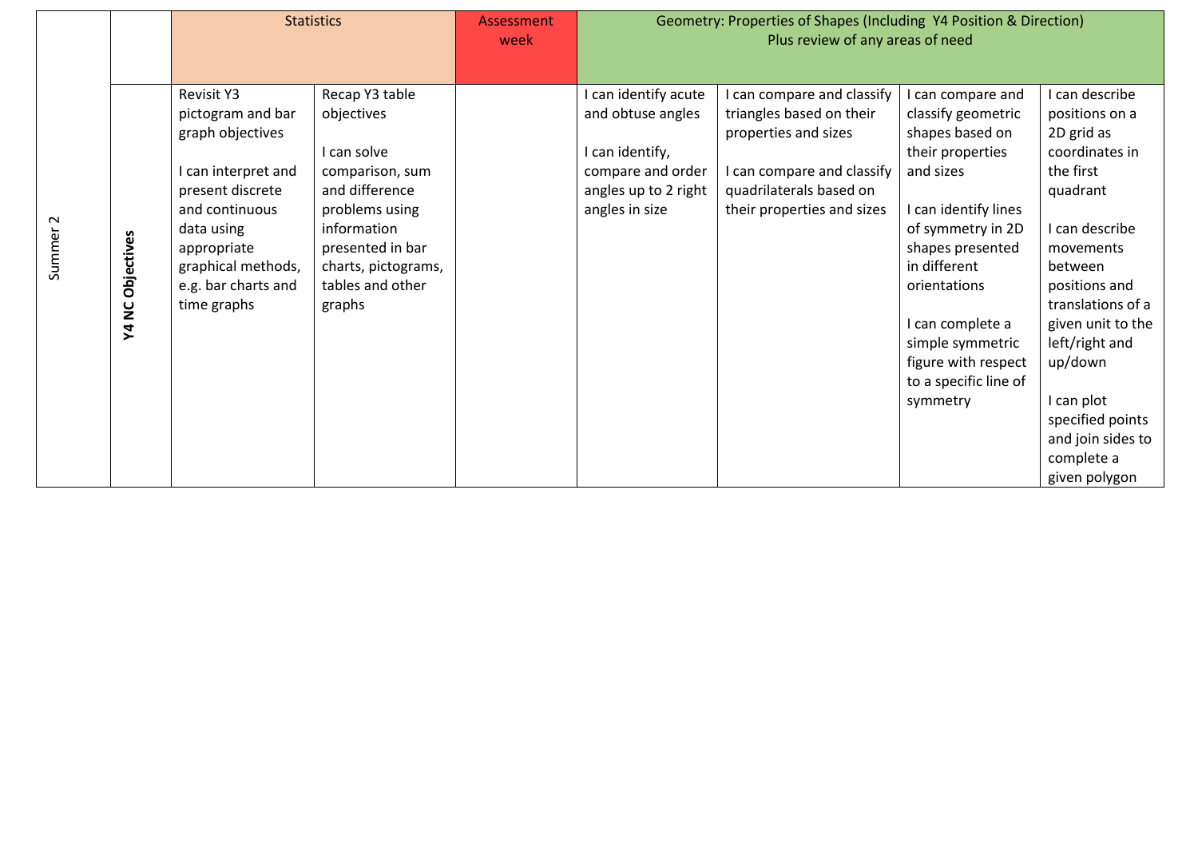| | | | | | | | | | |
|---|---|---|---|---|---|---|---|---|---|
| Summer 2 | | Statistics | | Assessment week | Geometry: Properties of Shapes (Including Y4 Position & Direction)<br>Plus review of any areas of need | | | | |
| | **Y4 NC Objectives** | Revisit Y3 pictogram and bar graph objectives<br><br>I can interpret and present discrete and continuous data using appropriate graphical methods, e.g. bar charts and time graphs | Recap Y3 table objectives<br><br>I can solve comparison, sum and difference problems using information presented in bar charts, pictograms, tables and other graphs | | I can identify acute and obtuse angles<br><br>I can identify, compare and order angles up to 2 right angles in size | I can compare and classify triangles based on their properties and sizes<br><br>I can compare and classify quadrilaterals based on their properties and sizes | I can compare and classify geometric shapes based on their properties and sizes<br><br>I can identify lines of symmetry in 2D shapes presented in different orientations<br><br>I can complete a simple symmetric figure with respect to a specific line of symmetry | I can describe positions on a 2D grid as coordinates in the first quadrant<br><br>I can describe movements between positions and translations of a given unit to the left/right and up/down<br><br>I can plot specified points and join sides to complete a given polygon |